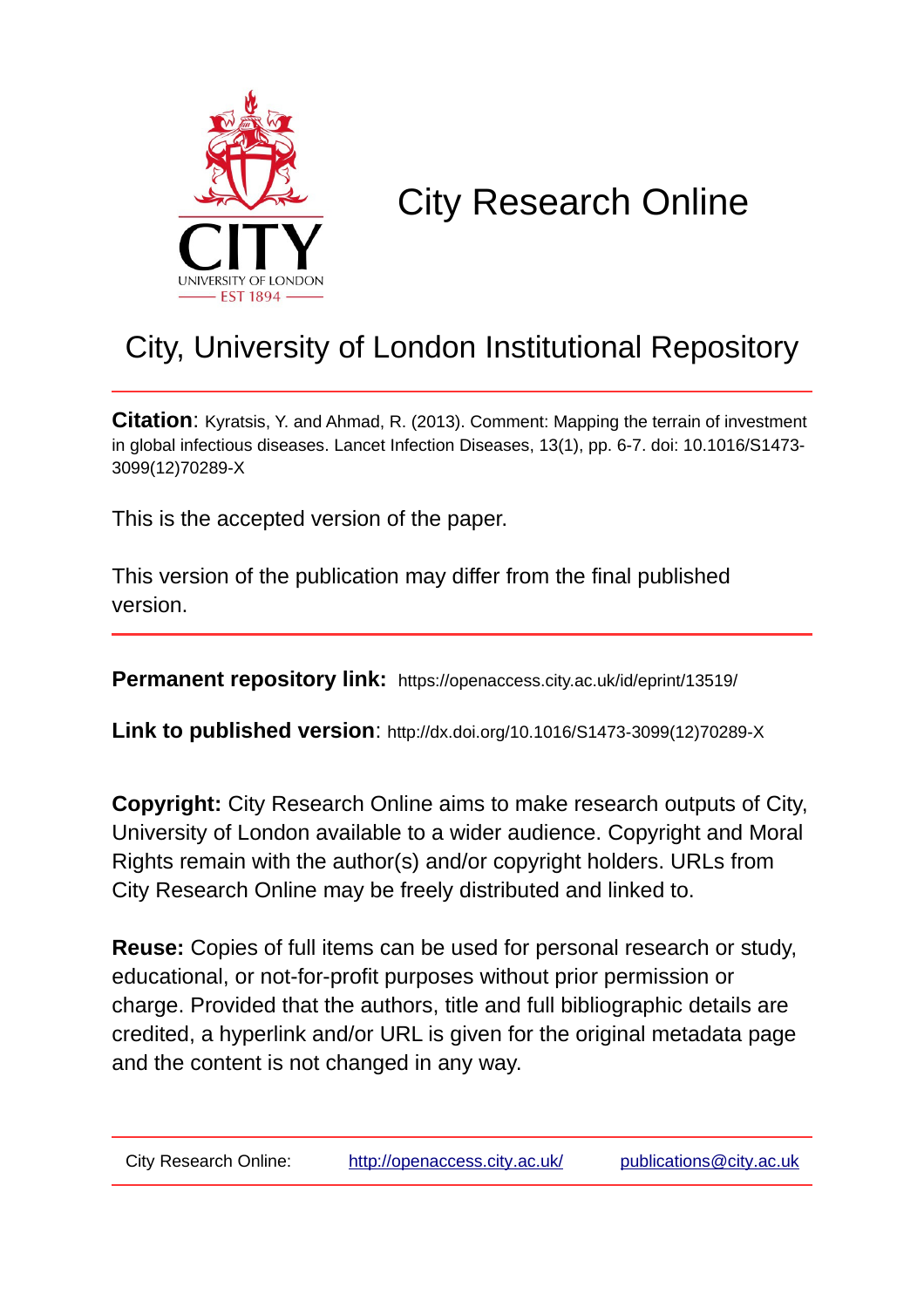# City Research Online

## City, University of London Institutional Repository

**Citation**: Kyratsis, Y. and Ahmad, R. (2013). Comment: Mapping the terrain of investment in global infectious diseases. Lancet Infection Diseases, 13(1), pp. 6-7. doi: 10.1016/S1473-3099(12)70289-X

This is the accepted version of the paper.

This version of the publication may differ from the final published version.

**Permanent repository link:** https://openaccess.city.ac.uk/id/eprint/13519/

**Link to published version**: http://dx.doi.org/10.1016/S1473-3099(12)70289-X

**Copyright:** City Research Online aims to make research outputs of City, University of London available to a wider audience. Copyright and Moral Rights remain with the author(s) and/or copyright holders. URLs from City Research Online may be freely distributed and linked to.

**Reuse:** Copies of full items can be used for personal research or study, educational, or not-for-profit purposes without prior permission or charge. Provided that the authors, title and full bibliographic details are credited, a hyperlink and/or URL is given for the original metadata page and the content is not changed in any way.

| City Research Online: | http://openaccess.city.ac.uk/ | publications@city.ac.uk |
|---|---|---|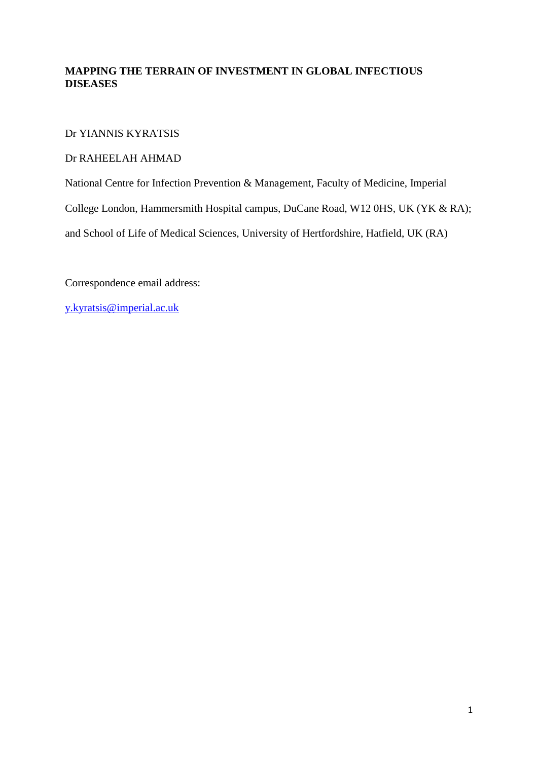**MAPPING THE TERRAIN OF INVESTMENT IN GLOBAL INFECTIOUS DISEASES**

Dr YIANNIS KYRATSIS

Dr RAHEELAH AHMAD

National Centre for Infection Prevention & Management, Faculty of Medicine, Imperial College London, Hammersmith Hospital campus, DuCane Road, W12 0HS, UK (YK & RA); and School of Life of Medical Sciences, University of Hertfordshire, Hatfield, UK (RA)

Correspondence email address:

y.kyratsis@imperial.ac.uk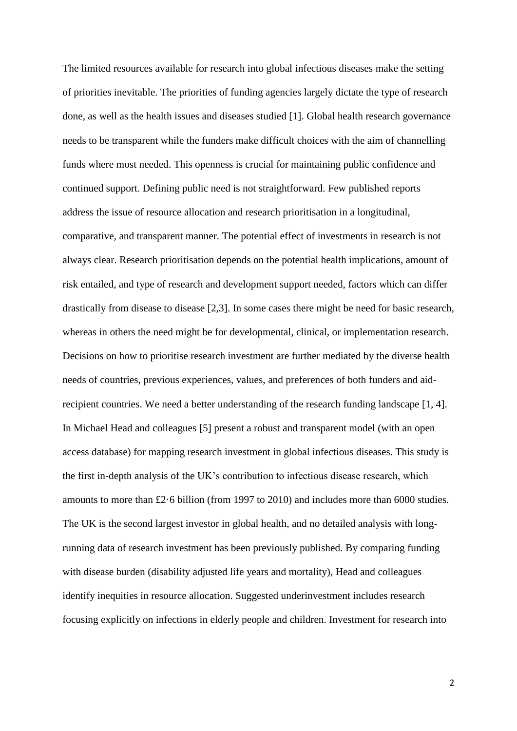The limited resources available for research into global infectious diseases make the setting of priorities inevitable. The priorities of funding agencies largely dictate the type of research done, as well as the health issues and diseases studied [1]. Global health research governance needs to be transparent while the funders make difficult choices with the aim of channelling funds where most needed. This openness is crucial for maintaining public confidence and continued support. Defining public need is not straightforward. Few published reports address the issue of resource allocation and research prioritisation in a longitudinal, comparative, and transparent manner. The potential effect of investments in research is not always clear. Research prioritisation depends on the potential health implications, amount of risk entailed, and type of research and development support needed, factors which can differ drastically from disease to disease [2,3]. In some cases there might be need for basic research, whereas in others the need might be for developmental, clinical, or implementation research. Decisions on how to prioritise research investment are further mediated by the diverse health needs of countries, previous experiences, values, and preferences of both funders and aid-recipient countries. We need a better understanding of the research funding landscape [1, 4]. In Michael Head and colleagues [5] present a robust and transparent model (with an open access database) for mapping research investment in global infectious diseases. This study is the first in-depth analysis of the UK's contribution to infectious disease research, which amounts to more than £2·6 billion (from 1997 to 2010) and includes more than 6000 studies. The UK is the second largest investor in global health, and no detailed analysis with long-running data of research investment has been previously published. By comparing funding with disease burden (disability adjusted life years and mortality), Head and colleagues identify inequities in resource allocation. Suggested underinvestment includes research focusing explicitly on infections in elderly people and children. Investment for research into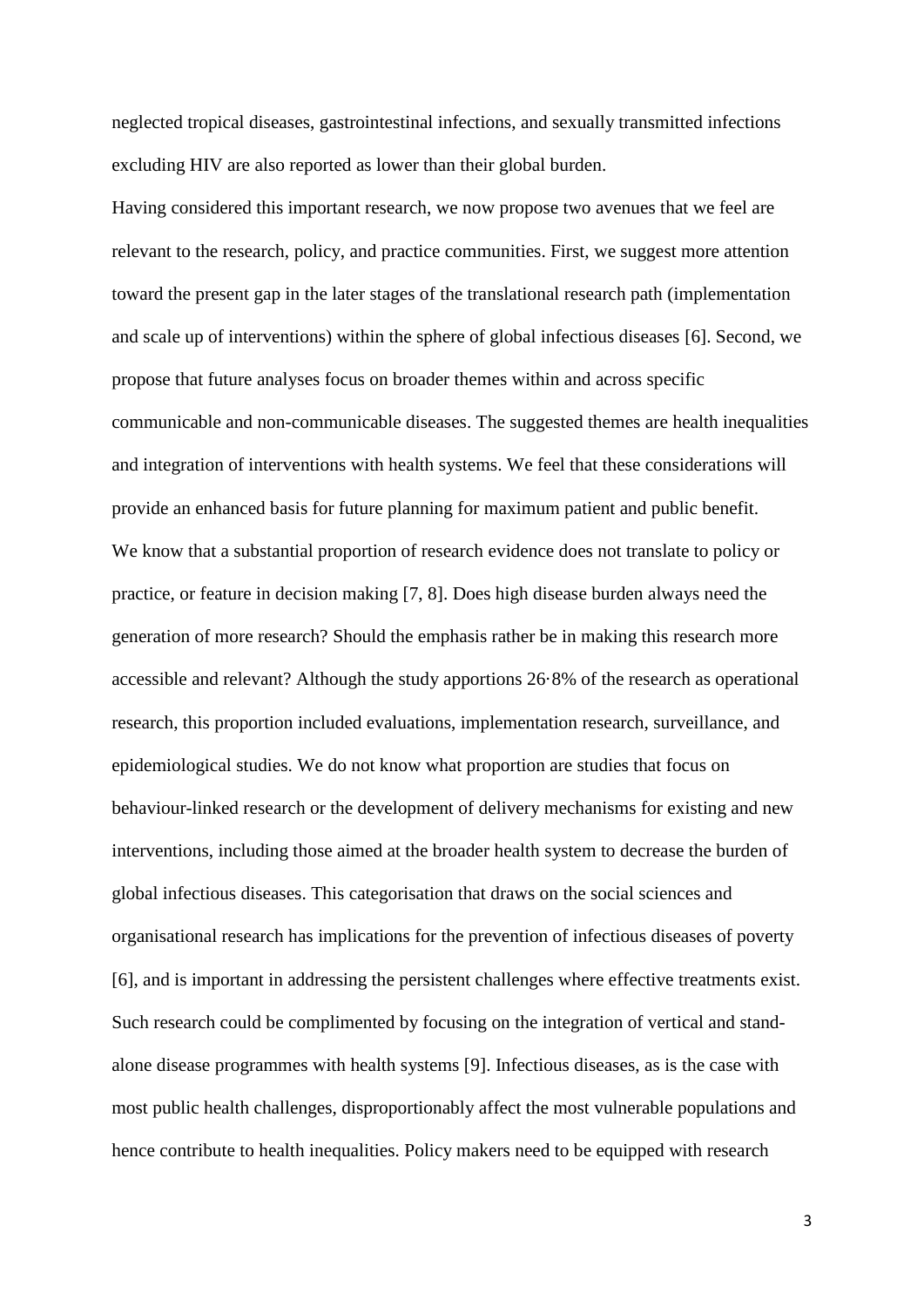neglected tropical diseases, gastrointestinal infections, and sexually transmitted infections excluding HIV are also reported as lower than their global burden.

Having considered this important research, we now propose two avenues that we feel are relevant to the research, policy, and practice communities. First, we suggest more attention toward the present gap in the later stages of the translational research path (implementation and scale up of interventions) within the sphere of global infectious diseases [6]. Second, we propose that future analyses focus on broader themes within and across specific communicable and non-communicable diseases. The suggested themes are health inequalities and integration of interventions with health systems. We feel that these considerations will provide an enhanced basis for future planning for maximum patient and public benefit.

We know that a substantial proportion of research evidence does not translate to policy or practice, or feature in decision making [7, 8]. Does high disease burden always need the generation of more research? Should the emphasis rather be in making this research more accessible and relevant? Although the study apportions 26·8% of the research as operational research, this proportion included evaluations, implementation research, surveillance, and epidemiological studies. We do not know what proportion are studies that focus on behaviour-linked research or the development of delivery mechanisms for existing and new interventions, including those aimed at the broader health system to decrease the burden of global infectious diseases. This categorisation that draws on the social sciences and organisational research has implications for the prevention of infectious diseases of poverty [6], and is important in addressing the persistent challenges where effective treatments exist. Such research could be complimented by focusing on the integration of vertical and stand-alone disease programmes with health systems [9]. Infectious diseases, as is the case with most public health challenges, disproportionably affect the most vulnerable populations and hence contribute to health inequalities. Policy makers need to be equipped with research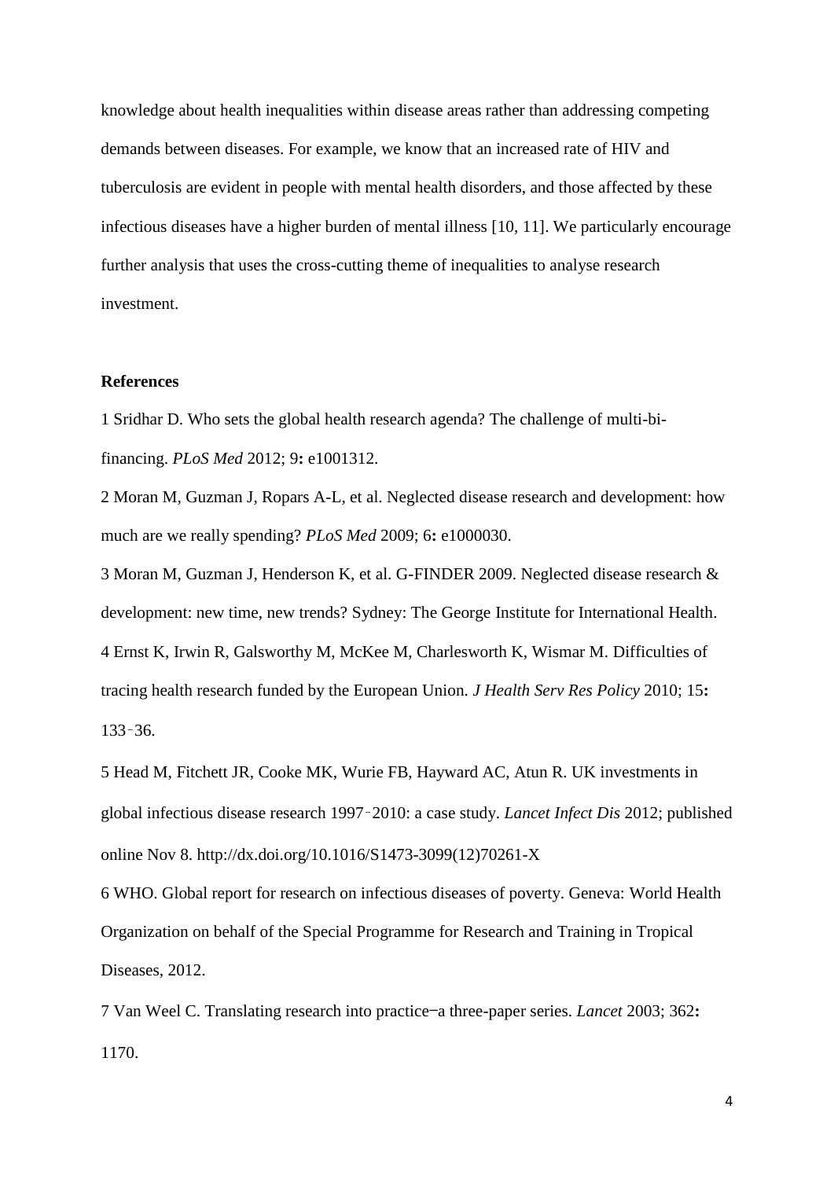knowledge about health inequalities within disease areas rather than addressing competing demands between diseases. For example, we know that an increased rate of HIV and tuberculosis are evident in people with mental health disorders, and those affected by these infectious diseases have a higher burden of mental illness [10, 11]. We particularly encourage further analysis that uses the cross-cutting theme of inequalities to analyse research investment.

**References**

1 Sridhar D. Who sets the global health research agenda? The challenge of multi-bi-financing. *PLoS Med* 2012; 9**:** e1001312.

2 Moran M, Guzman J, Ropars A-L, et al. Neglected disease research and development: how much are we really spending? *PLoS Med* 2009; 6**:** e1000030.

3 Moran M, Guzman J, Henderson K, et al. G-FINDER 2009. Neglected disease research & development: new time, new trends? Sydney: The George Institute for International Health.

4 Ernst K, Irwin R, Galsworthy M, McKee M, Charlesworth K, Wismar M. Difficulties of tracing health research funded by the European Union. *J Health Serv Res Policy* 2010; 15**:** 133–36.

5 Head M, Fitchett JR, Cooke MK, Wurie FB, Hayward AC, Atun R. UK investments in global infectious disease research 1997–2010: a case study. *Lancet Infect Dis* 2012; published online Nov 8. http://dx.doi.org/10.1016/S1473-3099(12)70261-X

6 WHO. Global report for research on infectious diseases of poverty. Geneva: World Health Organization on behalf of the Special Programme for Research and Training in Tropical Diseases, 2012.

7 Van Weel C. Translating research into practice—a three-paper series. *Lancet* 2003; 362**:** 1170.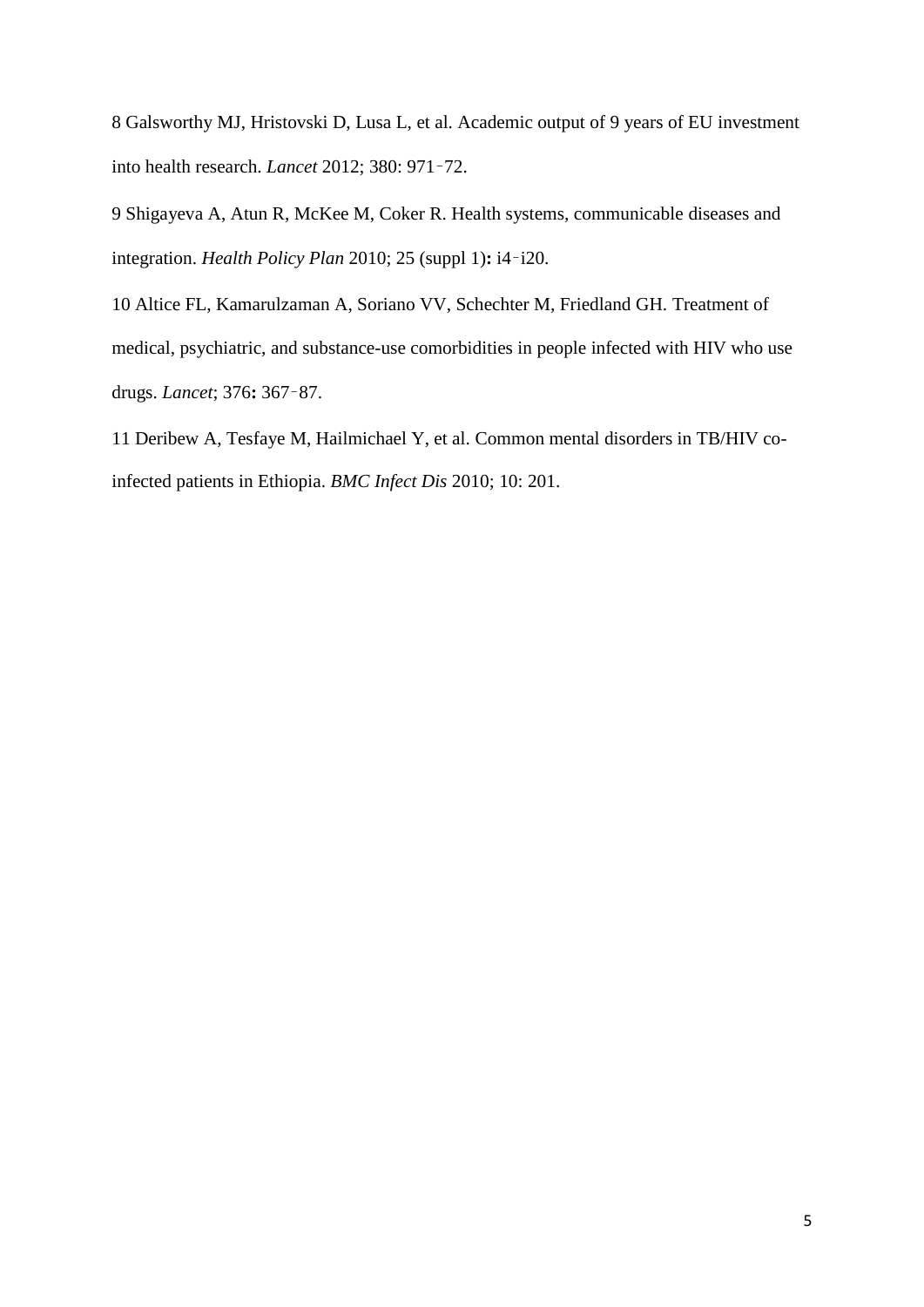8 Galsworthy MJ, Hristovski D, Lusa L, et al. Academic output of 9 years of EU investment into health research. *Lancet* 2012; 380: 971‑72.

9 Shigayeva A, Atun R, McKee M, Coker R. Health systems, communicable diseases and integration. *Health Policy Plan* 2010; 25 (suppl 1)**:** i4‑i20.

10 Altice FL, Kamarulzaman A, Soriano VV, Schechter M, Friedland GH. Treatment of medical, psychiatric, and substance-use comorbidities in people infected with HIV who use drugs. *Lancet*; 376**:** 367‑87.

11 Deribew A, Tesfaye M, Hailmichael Y, et al. Common mental disorders in TB/HIV co-infected patients in Ethiopia. *BMC Infect Dis* 2010; 10: 201.